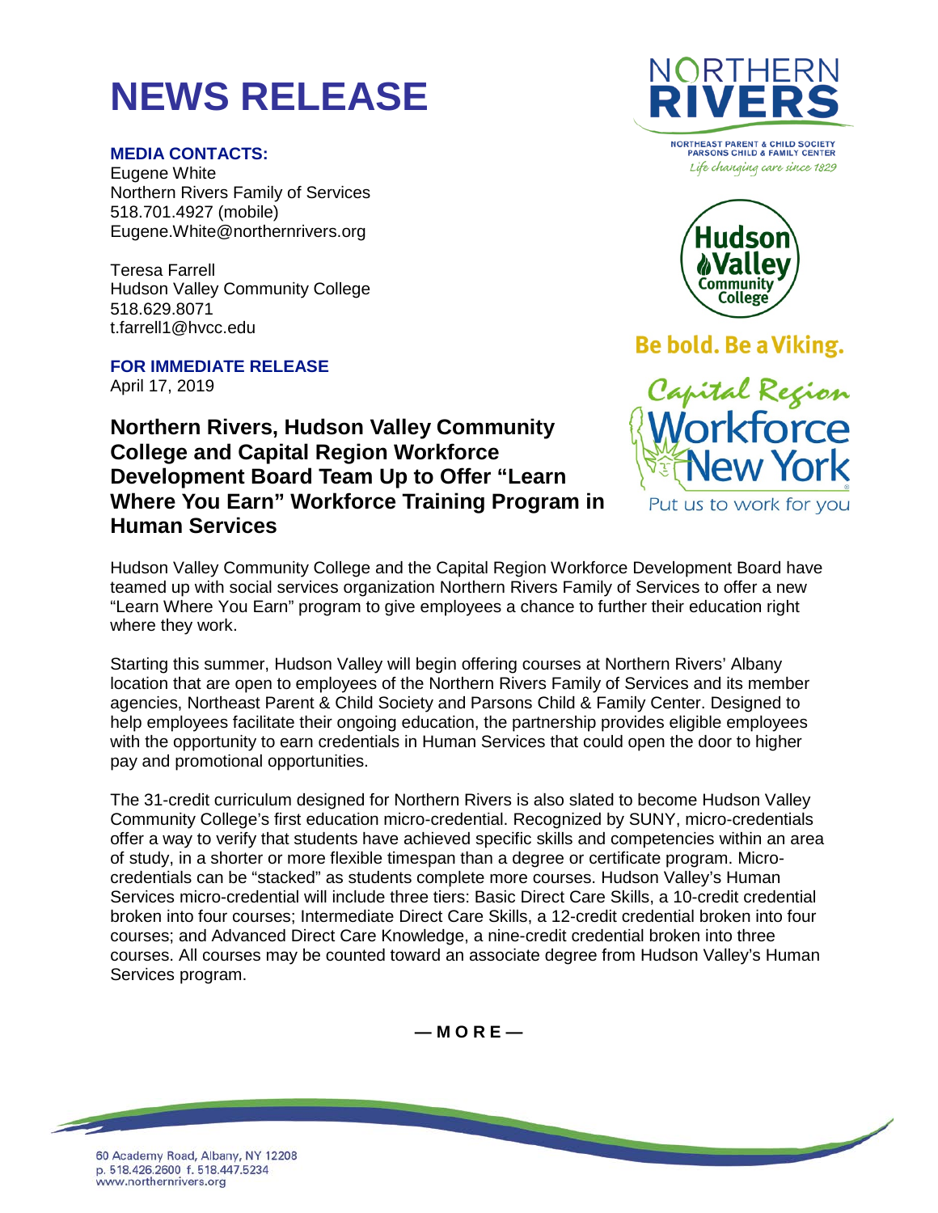# NEWS RELEASE

**MEDIA CONTACTS:**

Eugene White
Northern Rivers Family of Services
518.701.4927 (mobile)
Eugene.White@northernrivers.org

Teresa Farrell
Hudson Valley Community College
518.629.8071
t.farrell1@hvcc.edu

**FOR IMMEDIATE RELEASE**
April 17, 2019

NORTHERN RIVERS
NORTHEAST PARENT & CHILD SOCIETY
PARSONS CHILD & FAMILY CENTER
*Life changing care since 1829*

Hudson Valley Community College
Be bold. Be a Viking.

Capital Region Workforce New York
Put us to work for you

## Northern Rivers, Hudson Valley Community College and Capital Region Workforce Development Board Team Up to Offer "Learn Where You Earn" Workforce Training Program in Human Services

Hudson Valley Community College and the Capital Region Workforce Development Board have teamed up with social services organization Northern Rivers Family of Services to offer a new "Learn Where You Earn" program to give employees a chance to further their education right where they work.

Starting this summer, Hudson Valley will begin offering courses at Northern Rivers' Albany location that are open to employees of the Northern Rivers Family of Services and its member agencies, Northeast Parent & Child Society and Parsons Child & Family Center. Designed to help employees facilitate their ongoing education, the partnership provides eligible employees with the opportunity to earn credentials in Human Services that could open the door to higher pay and promotional opportunities.

The 31-credit curriculum designed for Northern Rivers is also slated to become Hudson Valley Community College's first education micro-credential. Recognized by SUNY, micro-credentials offer a way to verify that students have achieved specific skills and competencies within an area of study, in a shorter or more flexible timespan than a degree or certificate program. Micro-credentials can be "stacked" as students complete more courses. Hudson Valley's Human Services micro-credential will include three tiers: Basic Direct Care Skills, a 10-credit credential broken into four courses; Intermediate Direct Care Skills, a 12-credit credential broken into four courses; and Advanced Direct Care Knowledge, a nine-credit credential broken into three courses. All courses may be counted toward an associate degree from Hudson Valley's Human Services program.

**— M O R E —**

60 Academy Road, Albany, NY 12208
p. 518.426.2600 f. 518.447.5234
www.northernrivers.org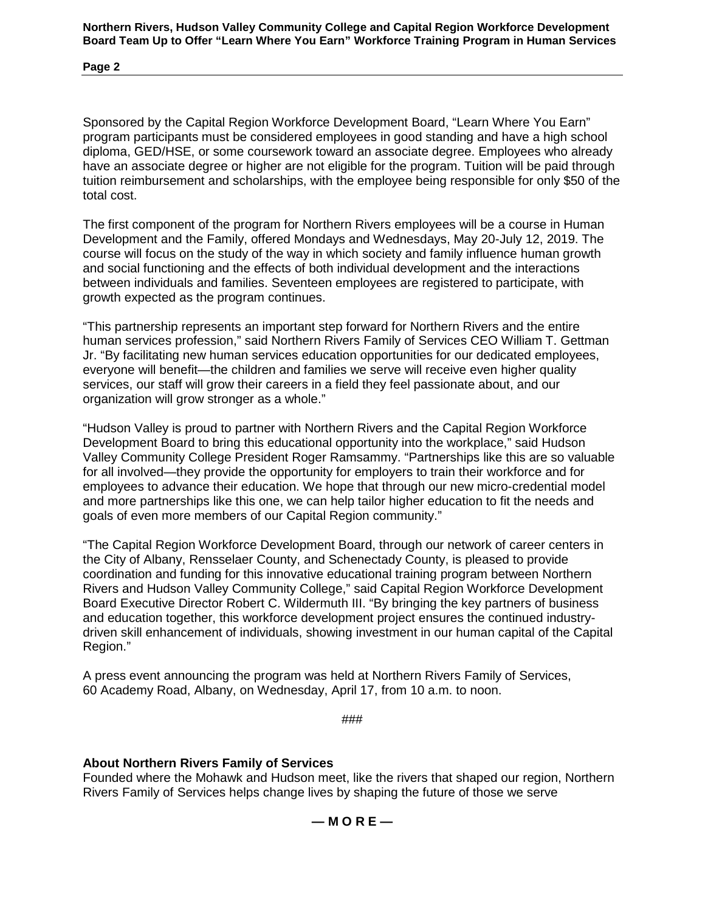Sponsored by the Capital Region Workforce Development Board, "Learn Where You Earn" program participants must be considered employees in good standing and have a high school diploma, GED/HSE, or some coursework toward an associate degree. Employees who already have an associate degree or higher are not eligible for the program. Tuition will be paid through tuition reimbursement and scholarships, with the employee being responsible for only $50 of the total cost.

The first component of the program for Northern Rivers employees will be a course in Human Development and the Family, offered Mondays and Wednesdays, May 20-July 12, 2019. The course will focus on the study of the way in which society and family influence human growth and social functioning and the effects of both individual development and the interactions between individuals and families. Seventeen employees are registered to participate, with growth expected as the program continues.

"This partnership represents an important step forward for Northern Rivers and the entire human services profession," said Northern Rivers Family of Services CEO William T. Gettman Jr. "By facilitating new human services education opportunities for our dedicated employees, everyone will benefit—the children and families we serve will receive even higher quality services, our staff will grow their careers in a field they feel passionate about, and our organization will grow stronger as a whole."

"Hudson Valley is proud to partner with Northern Rivers and the Capital Region Workforce Development Board to bring this educational opportunity into the workplace," said Hudson Valley Community College President Roger Ramsammy. "Partnerships like this are so valuable for all involved—they provide the opportunity for employers to train their workforce and for employees to advance their education. We hope that through our new micro-credential model and more partnerships like this one, we can help tailor higher education to fit the needs and goals of even more members of our Capital Region community."

"The Capital Region Workforce Development Board, through our network of career centers in the City of Albany, Rensselaer County, and Schenectady County, is pleased to provide coordination and funding for this innovative educational training program between Northern Rivers and Hudson Valley Community College," said Capital Region Workforce Development Board Executive Director Robert C. Wildermuth III. "By bringing the key partners of business and education together, this workforce development project ensures the continued industry-driven skill enhancement of individuals, showing investment in our human capital of the Capital Region."

A press event announcing the program was held at Northern Rivers Family of Services, 60 Academy Road, Albany, on Wednesday, April 17, from 10 a.m. to noon.

###

**About Northern Rivers Family of Services**
Founded where the Mohawk and Hudson meet, like the rivers that shaped our region, Northern Rivers Family of Services helps change lives by shaping the future of those we serve

**— M O R E —**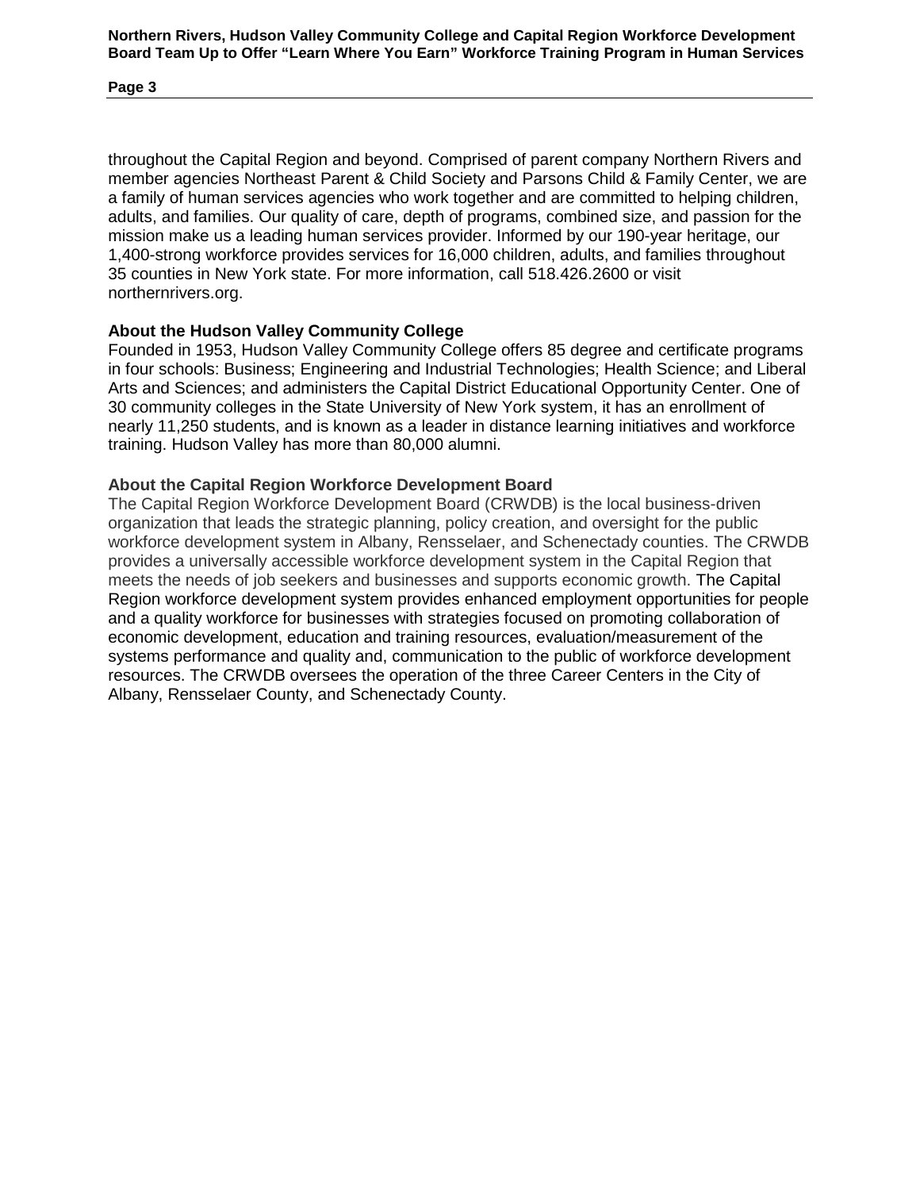throughout the Capital Region and beyond. Comprised of parent company Northern Rivers and member agencies Northeast Parent & Child Society and Parsons Child & Family Center, we are a family of human services agencies who work together and are committed to helping children, adults, and families. Our quality of care, depth of programs, combined size, and passion for the mission make us a leading human services provider. Informed by our 190-year heritage, our 1,400-strong workforce provides services for 16,000 children, adults, and families throughout 35 counties in New York state. For more information, call 518.426.2600 or visit northernrivers.org.

**About the Hudson Valley Community College**

Founded in 1953, Hudson Valley Community College offers 85 degree and certificate programs in four schools: Business; Engineering and Industrial Technologies; Health Science; and Liberal Arts and Sciences; and administers the Capital District Educational Opportunity Center. One of 30 community colleges in the State University of New York system, it has an enrollment of nearly 11,250 students, and is known as a leader in distance learning initiatives and workforce training. Hudson Valley has more than 80,000 alumni.

**About the Capital Region Workforce Development Board**

The Capital Region Workforce Development Board (CRWDB) is the local business-driven organization that leads the strategic planning, policy creation, and oversight for the public workforce development system in Albany, Rensselaer, and Schenectady counties. The CRWDB provides a universally accessible workforce development system in the Capital Region that meets the needs of job seekers and businesses and supports economic growth. The Capital Region workforce development system provides enhanced employment opportunities for people and a quality workforce for businesses with strategies focused on promoting collaboration of economic development, education and training resources, evaluation/measurement of the systems performance and quality and, communication to the public of workforce development resources. The CRWDB oversees the operation of the three Career Centers in the City of Albany, Rensselaer County, and Schenectady County.